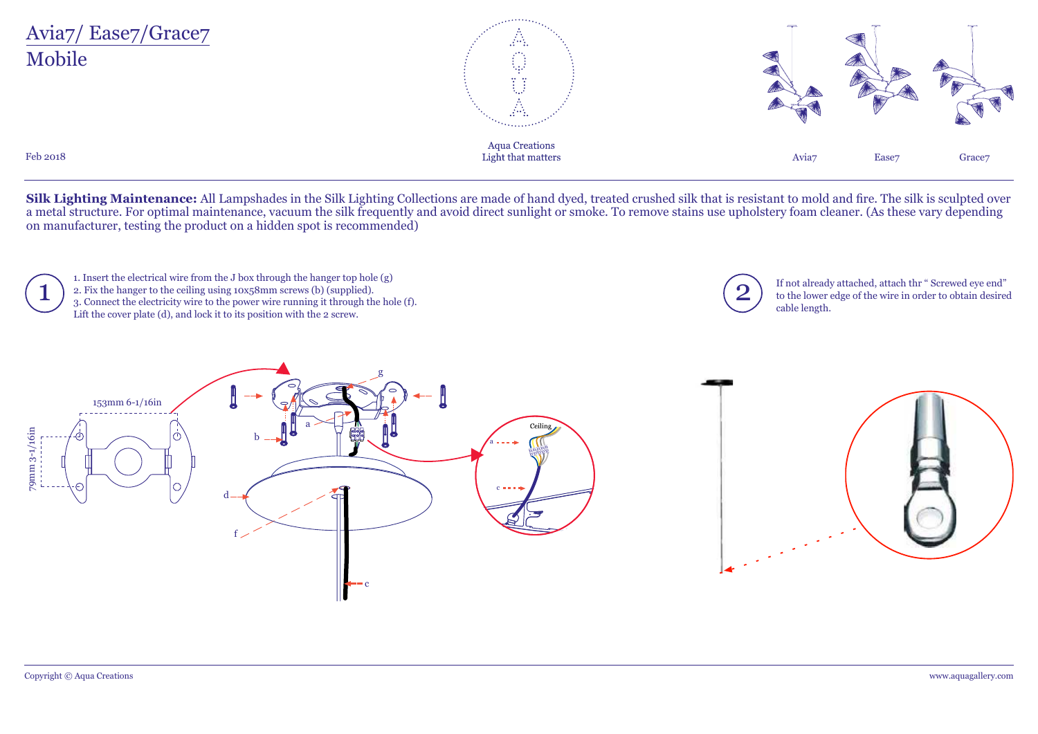# Avia7/ Ease7/Grace7

## Mobile

Feb 2018

Aqua Creations
Light that matters

Avia7 Ease7 Grace7

**Silk Lighting Maintenance:** All Lampshades in the Silk Lighting Collections are made of hand dyed, treated crushed silk that is resistant to mold and fire. The silk is sculpted over a metal structure. For optimal maintenance, vacuum the silk frequently and avoid direct sunlight or smoke. To remove stains use upholstery foam cleaner. (As these vary depending on manufacturer, testing the product on a hidden spot is recommended)

**1**

1. Insert the electrical wire from the J box through the hanger top hole (g)
2. Fix the hanger to the ceiling using 10x58mm screws (b) (supplied).
3. Connect the electricity wire to the power wire running it through the hole (f).
Lift the cover plate (d), and lock it to its position with the 2 screw.

153mm 6-1/16in

79mm 3-1/16in

**2**

If not already attached, attach thr " Screwed eye end" to the lower edge of the wire in order to obtain desired cable length.

Copyright © Aqua Creations

www.aquagallery.com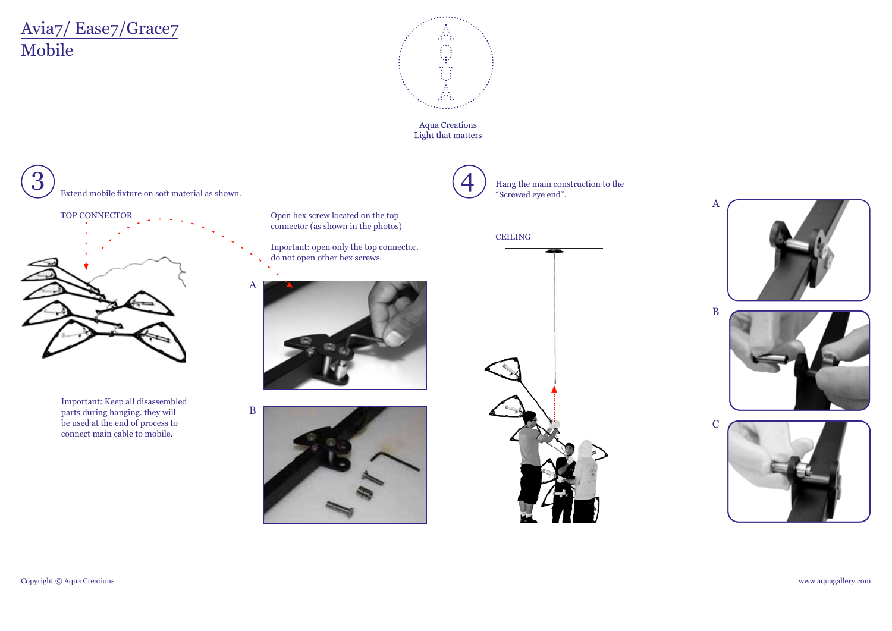# Avia7/ Ease7/Grace7
# Mobile

Aqua Creations
Light that matters

## 3

Extend mobile fixture on soft material as shown.

TOP CONNECTOR

Open hex screw located on the top connector (as shown in the photos)

Inportant: open only the top connector. do not open other hex screws.

A

B

Important: Keep all disassembled parts during hanging. they will be used at the end of process to connect main cable to mobile.

## 4

Hang the main construction to the "Screwed eye end".

CEILING

A

B

C

Copyright © Aqua Creations

www.aquagallery.com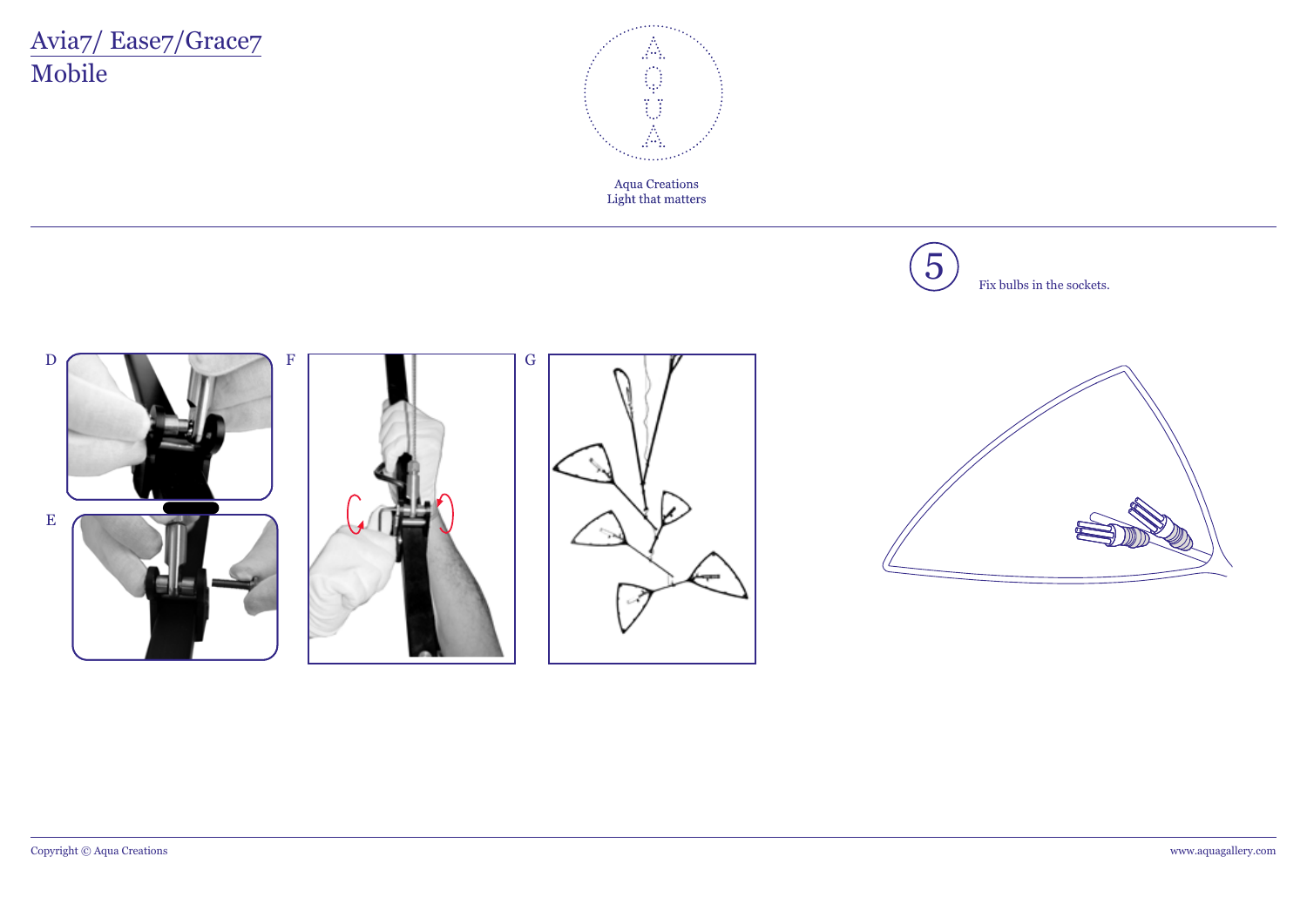# Avia7/ Ease7/Grace7
## Mobile

Aqua Creations
Light that matters

D

E

F

G

5

Fix bulbs in the sockets.

Copyright © Aqua Creations

www.aquagallery.com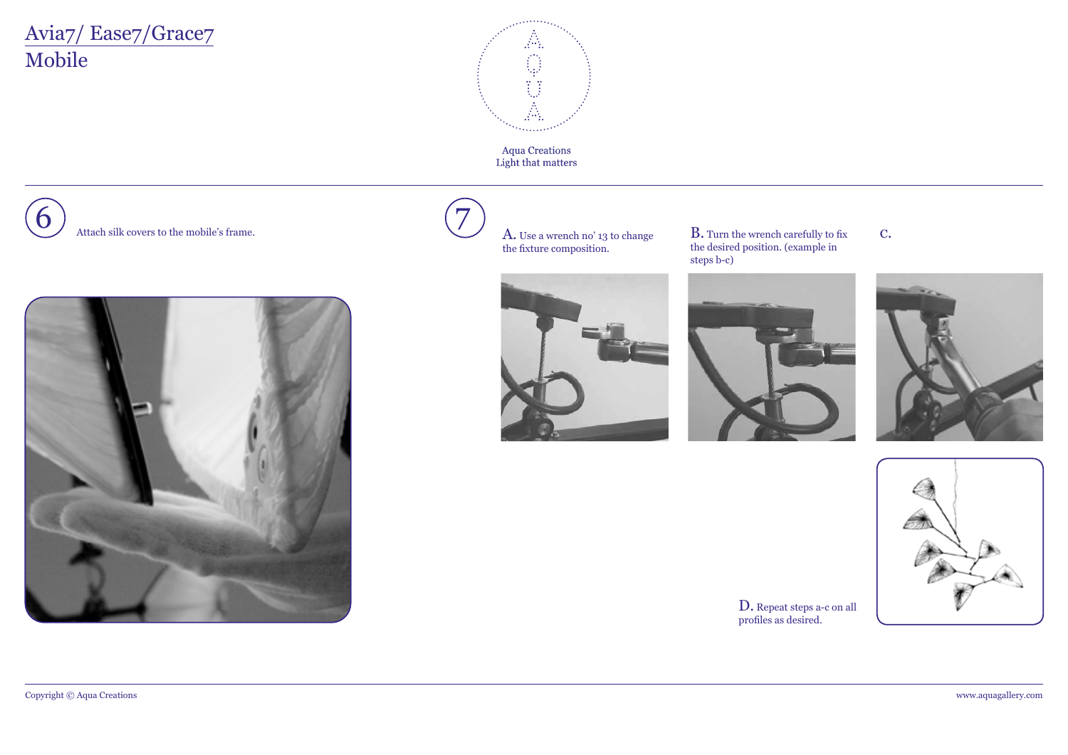# Avia7/ Ease7/Grace7
## Mobile

Aqua Creations
Light that matters

## 6

Attach silk covers to the mobile's frame.

## 7

**A.** Use a wrench no' 13 to change the fixture composition.

**B.** Turn the wrench carefully to fix the desired position. (example in steps b-c)

**C.**

**D.** Repeat steps a-c on all profiles as desired.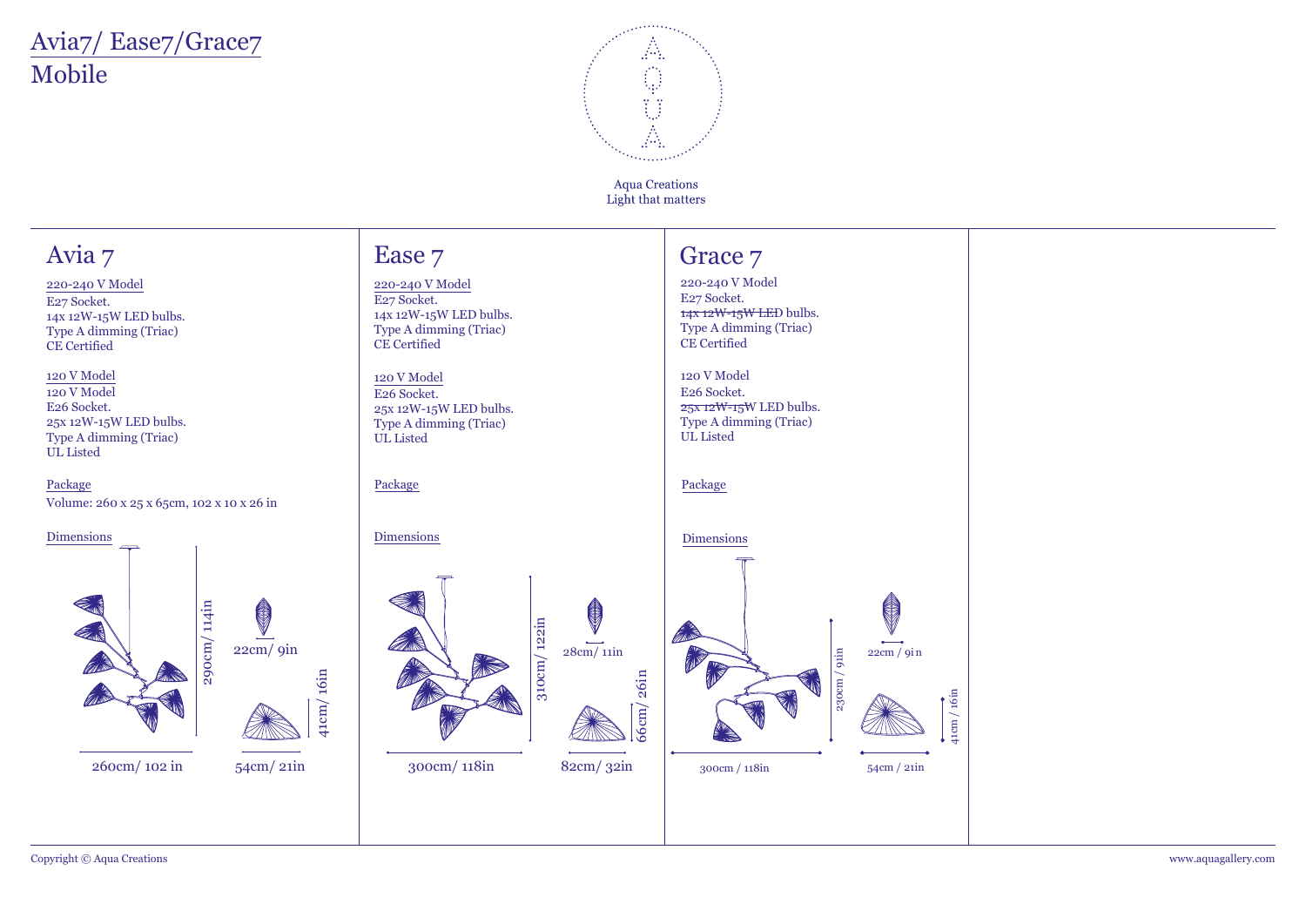# Avia7/ Ease7/Grace7
Mobile

Aqua Creations
Light that matters

## Avia 7

220-240 V Model
E27 Socket.
14x 12W-15W LED bulbs.
Type A dimming (Triac)
CE Certified

120 V Model
120 V Model
E26 Socket.
25x 12W-15W LED bulbs.
Type A dimming (Triac)
UL Listed

Package
Volume: 260 x 25 x 65cm, 102 x 10 x 26 in

Dimensions

290cm/ 114in
260cm/ 102 in
22cm/ 9in
41cm/ 16in
54cm/ 21in

## Ease 7

220-240 V Model
E27 Socket.
14x 12W-15W LED bulbs.
Type A dimming (Triac)
CE Certified

120 V Model
E26 Socket.
25x 12W-15W LED bulbs.
Type A dimming (Triac)
UL Listed

Package

Dimensions

310cm/ 122in
300cm/ 118in
28cm/ 11in
66cm/ 26in
82cm/ 32in

## Grace 7

220-240 V Model
E27 Socket.
~~14x 12W-15W LED~~ bulbs.
Type A dimming (Triac)
CE Certified

120 V Model
E26 Socket.
~~25x 12W-15W~~ LED bulbs.
Type A dimming (Triac)
UL Listed

Package

Dimensions

230cm / 91in
300cm / 118in
22cm / 9in
41cm / 16in
54cm / 21in

Copyright © Aqua Creations

www.aquagallery.com